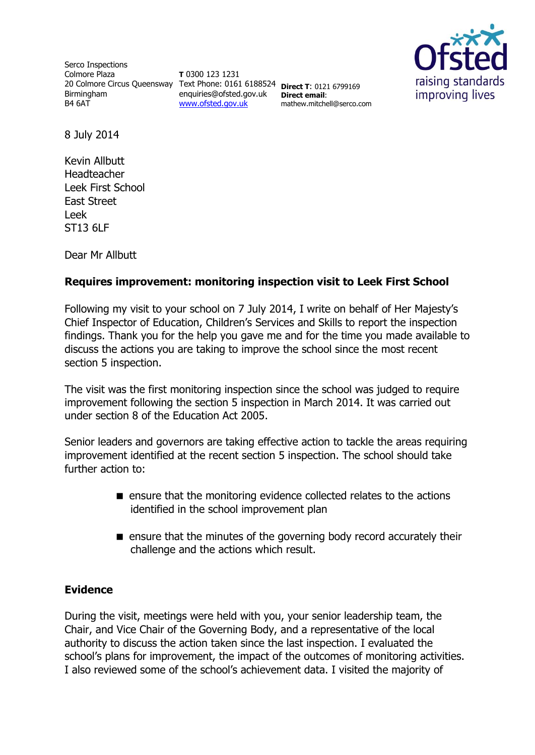Serco Inspections
Colmore Plaza
20 Colmore Circus Queensway
Birmingham
B4 6AT

**T** 0300 123 1231
Text Phone: 0161 6188524
enquiries@ofsted.gov.uk
www.ofsted.gov.uk

**Direct T**: 0121 6799169
**Direct email**:
mathew.mitchell@serco.com

8 July 2014

Kevin Allbutt
Headteacher
Leek First School
East Street
Leek
ST13 6LF

Dear Mr Allbutt

**Requires improvement: monitoring inspection visit to Leek First School**

Following my visit to your school on 7 July 2014, I write on behalf of Her Majesty's Chief Inspector of Education, Children's Services and Skills to report the inspection findings. Thank you for the help you gave me and for the time you made available to discuss the actions you are taking to improve the school since the most recent section 5 inspection.

The visit was the first monitoring inspection since the school was judged to require improvement following the section 5 inspection in March 2014. It was carried out under section 8 of the Education Act 2005.

Senior leaders and governors are taking effective action to tackle the areas requiring improvement identified at the recent section 5 inspection. The school should take further action to:

- ensure that the monitoring evidence collected relates to the actions identified in the school improvement plan
- ensure that the minutes of the governing body record accurately their challenge and the actions which result.

## Evidence

During the visit, meetings were held with you, your senior leadership team, the Chair, and Vice Chair of the Governing Body, and a representative of the local authority to discuss the action taken since the last inspection. I evaluated the school's plans for improvement, the impact of the outcomes of monitoring activities. I also reviewed some of the school's achievement data. I visited the majority of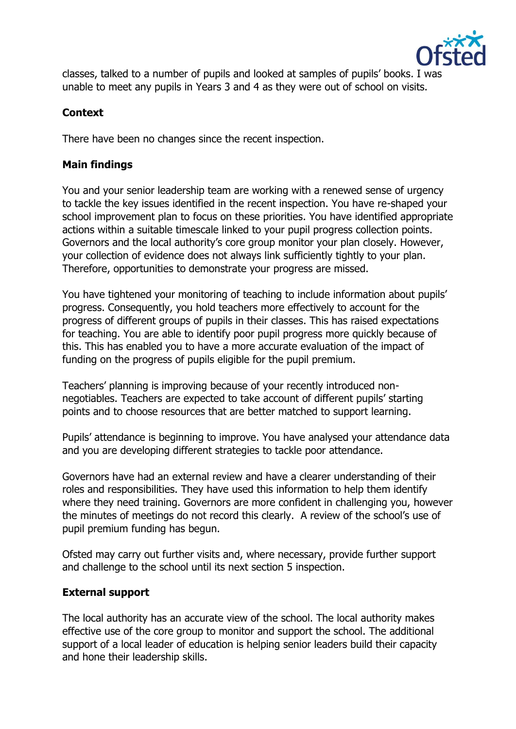classes, talked to a number of pupils and looked at samples of pupils' books. I was unable to meet any pupils in Years 3 and 4 as they were out of school on visits.

## Context

There have been no changes since the recent inspection.

## Main findings

You and your senior leadership team are working with a renewed sense of urgency to tackle the key issues identified in the recent inspection. You have re-shaped your school improvement plan to focus on these priorities. You have identified appropriate actions within a suitable timescale linked to your pupil progress collection points. Governors and the local authority's core group monitor your plan closely. However, your collection of evidence does not always link sufficiently tightly to your plan. Therefore, opportunities to demonstrate your progress are missed.

You have tightened your monitoring of teaching to include information about pupils' progress. Consequently, you hold teachers more effectively to account for the progress of different groups of pupils in their classes. This has raised expectations for teaching. You are able to identify poor pupil progress more quickly because of this. This has enabled you to have a more accurate evaluation of the impact of funding on the progress of pupils eligible for the pupil premium.

Teachers' planning is improving because of your recently introduced non-negotiables. Teachers are expected to take account of different pupils' starting points and to choose resources that are better matched to support learning.

Pupils' attendance is beginning to improve. You have analysed your attendance data and you are developing different strategies to tackle poor attendance.

Governors have had an external review and have a clearer understanding of their roles and responsibilities. They have used this information to help them identify where they need training. Governors are more confident in challenging you, however the minutes of meetings do not record this clearly. A review of the school's use of pupil premium funding has begun.

Ofsted may carry out further visits and, where necessary, provide further support and challenge to the school until its next section 5 inspection.

## External support

The local authority has an accurate view of the school. The local authority makes effective use of the core group to monitor and support the school. The additional support of a local leader of education is helping senior leaders build their capacity and hone their leadership skills.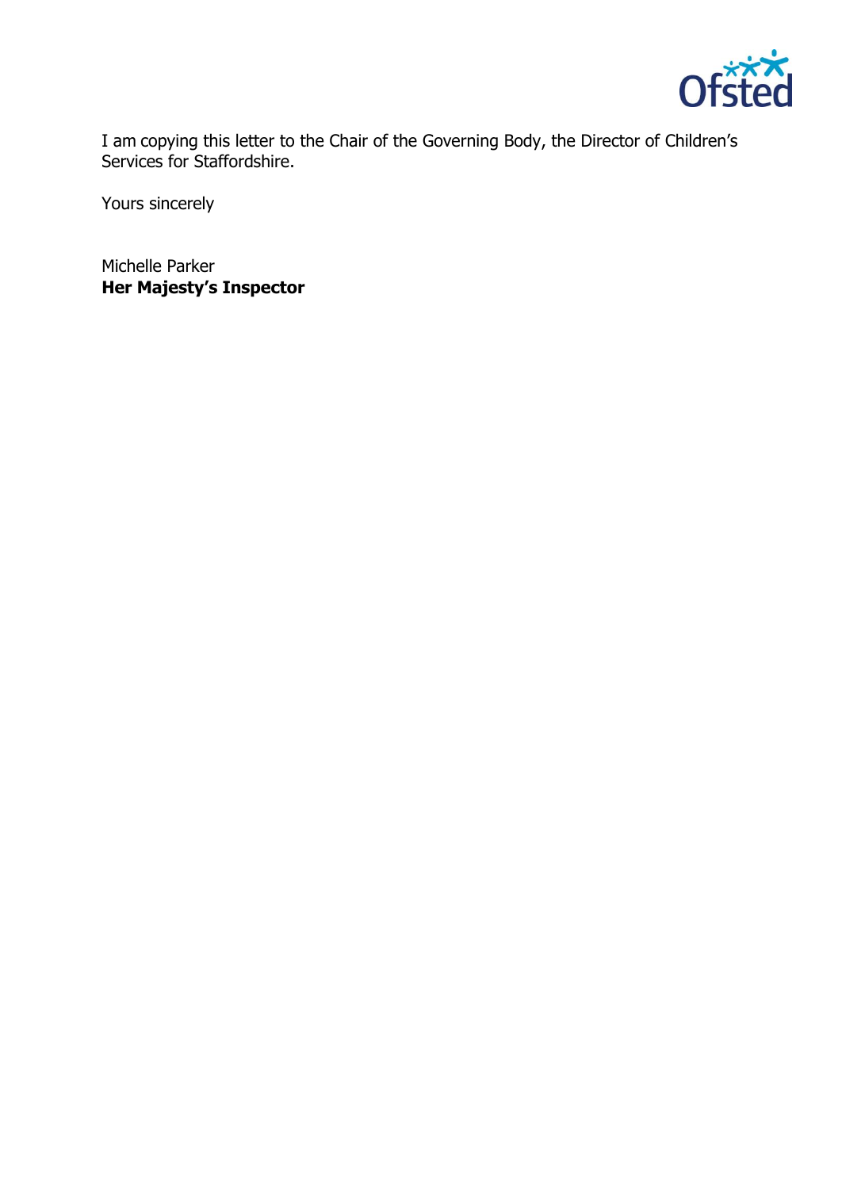I am copying this letter to the Chair of the Governing Body, the Director of Children's Services for Staffordshire.

Yours sincerely

Michelle Parker
**Her Majesty's Inspector**